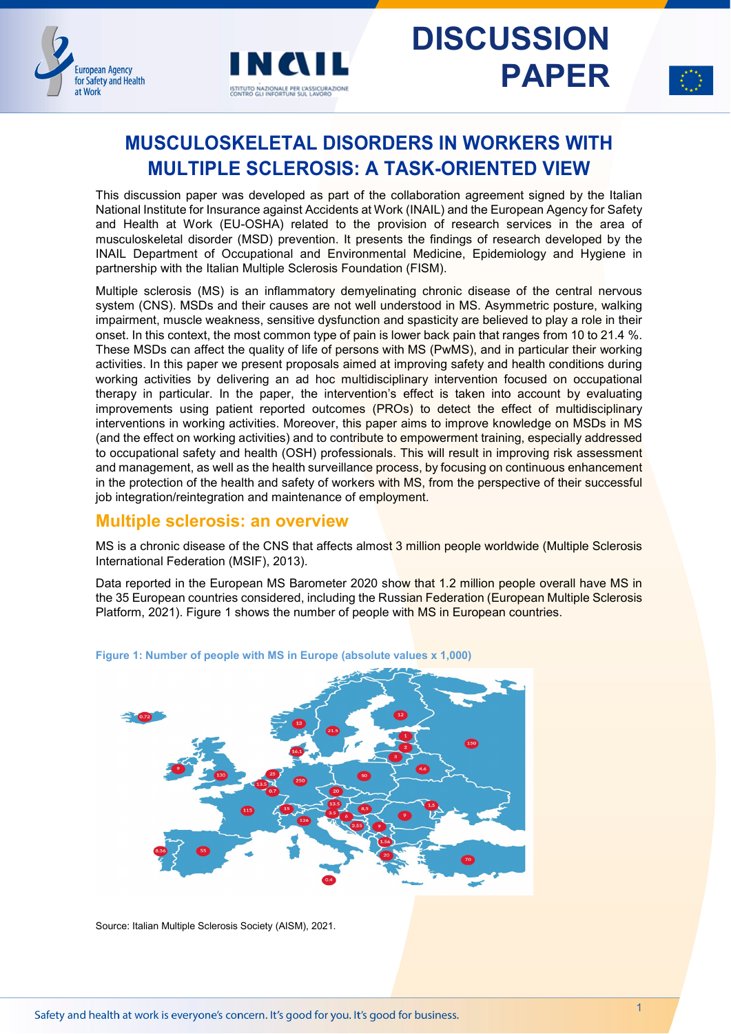# DISCUSSION PAPER

## MUSCULOSKELETAL DISORDERS IN WORKERS WITH MULTIPLE SCLEROSIS: A TASK-ORIENTED VIEW

This discussion paper was developed as part of the collaboration agreement signed by the Italian National Institute for Insurance against Accidents at Work (INAIL) and the European Agency for Safety and Health at Work (EU-OSHA) related to the provision of research services in the area of musculoskeletal disorder (MSD) prevention. It presents the findings of research developed by the INAIL Department of Occupational and Environmental Medicine, Epidemiology and Hygiene in partnership with the Italian Multiple Sclerosis Foundation (FISM).

Multiple sclerosis (MS) is an inflammatory demyelinating chronic disease of the central nervous system (CNS). MSDs and their causes are not well understood in MS. Asymmetric posture, walking impairment, muscle weakness, sensitive dysfunction and spasticity are believed to play a role in their onset. In this context, the most common type of pain is lower back pain that ranges from 10 to 21.4 %. These MSDs can affect the quality of life of persons with MS (PwMS), and in particular their working activities. In this paper we present proposals aimed at improving safety and health conditions during working activities by delivering an ad hoc multidisciplinary intervention focused on occupational therapy in particular. In the paper, the intervention's effect is taken into account by evaluating improvements using patient reported outcomes (PROs) to detect the effect of multidisciplinary interventions in working activities. Moreover, this paper aims to improve knowledge on MSDs in MS (and the effect on working activities) and to contribute to empowerment training, especially addressed to occupational safety and health (OSH) professionals. This will result in improving risk assessment and management, as well as the health surveillance process, by focusing on continuous enhancement in the protection of the health and safety of workers with MS, from the perspective of their successful job integration/reintegration and maintenance of employment.

## Multiple sclerosis: an overview

MS is a chronic disease of the CNS that affects almost 3 million people worldwide (Multiple Sclerosis International Federation (MSIF), 2013).

Data reported in the European MS Barometer 2020 show that 1.2 million people overall have MS in the 35 European countries considered, including the Russian Federation (European Multiple Sclerosis Platform, 2021). Figure 1 shows the number of people with MS in European countries.

**Figure 1: Number of people with MS in Europe (absolute values x 1,000)**

0.72
13
21.5
12
16.1
1
2
150
9
130
25
3
13.5
250
50
4.6
0.7
20
115
15
13.5
8.5
1.5
126
3.5
6
9
3.55
9
8.36
55
1.56
20
70
0.4

Source: Italian Multiple Sclerosis Society (AISM), 2021.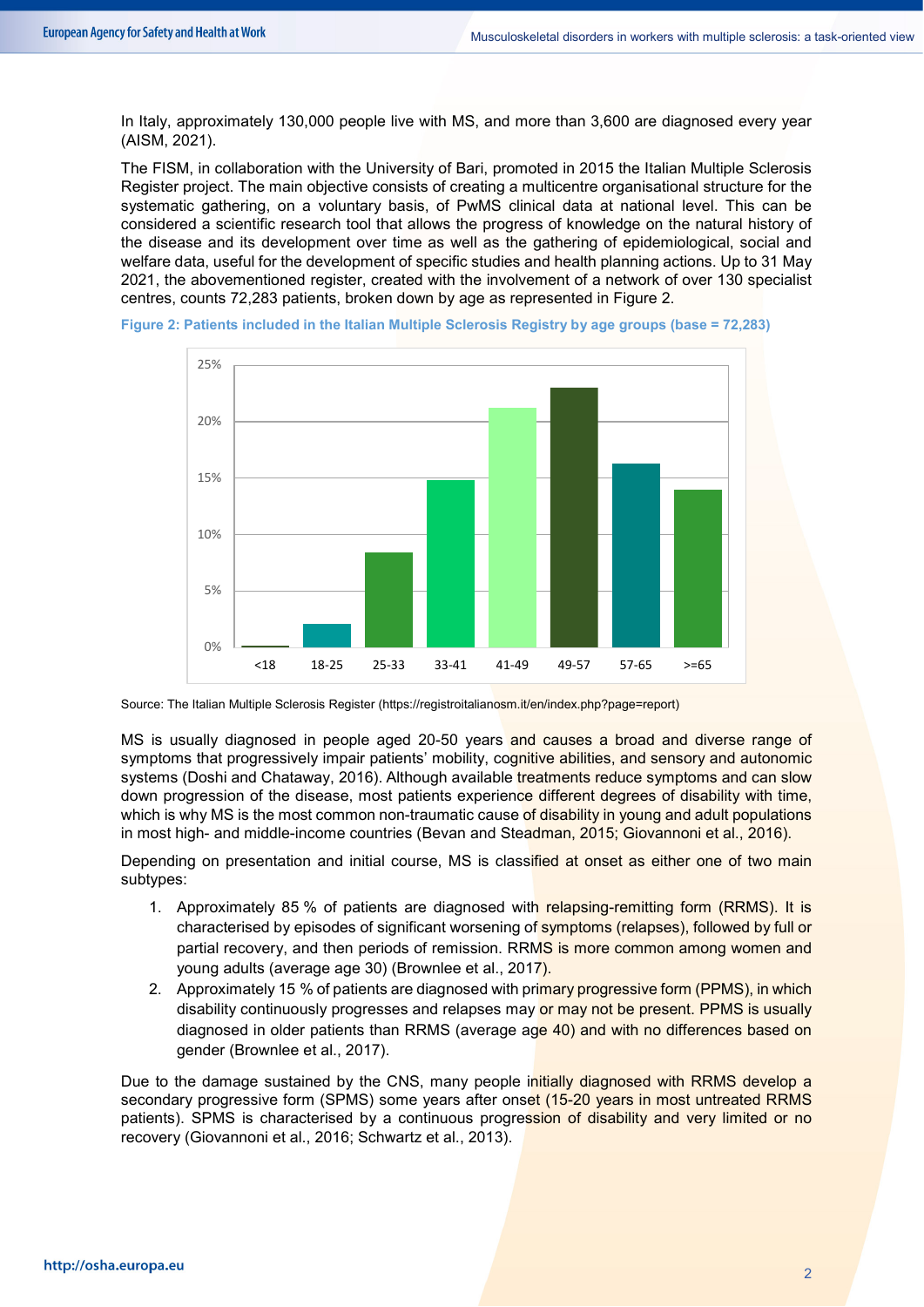In Italy, approximately 130,000 people live with MS, and more than 3,600 are diagnosed every year (AISM, 2021).

The FISM, in collaboration with the University of Bari, promoted in 2015 the Italian Multiple Sclerosis Register project. The main objective consists of creating a multicentre organisational structure for the systematic gathering, on a voluntary basis, of PwMS clinical data at national level. This can be considered a scientific research tool that allows the progress of knowledge on the natural history of the disease and its development over time as well as the gathering of epidemiological, social and welfare data, useful for the development of specific studies and health planning actions. Up to 31 May 2021, the abovementioned register, created with the involvement of a network of over 130 specialist centres, counts 72,283 patients, broken down by age as represented in Figure 2.

**Figure 2: Patients included in the Italian Multiple Sclerosis Registry by age groups (base = 72,283)**

25%
20%
15%
10%
5%
0%

<18
18-25
25-33
33-41
41-49
49-57
57-65
>=65

Source: The Italian Multiple Sclerosis Register (https://registroitalianosm.it/en/index.php?page=report)

MS is usually diagnosed in people aged 20-50 years and causes a broad and diverse range of symptoms that progressively impair patients' mobility, cognitive abilities, and sensory and autonomic systems (Doshi and Chataway, 2016). Although available treatments reduce symptoms and can slow down progression of the disease, most patients experience different degrees of disability with time, which is why MS is the most common non-traumatic cause of disability in young and adult populations in most high- and middle-income countries (Bevan and Steadman, 2015; Giovannoni et al., 2016).

Depending on presentation and initial course, MS is classified at onset as either one of two main subtypes:

1. Approximately 85 % of patients are diagnosed with relapsing-remitting form (RRMS). It is characterised by episodes of significant worsening of symptoms (relapses), followed by full or partial recovery, and then periods of remission. RRMS is more common among women and young adults (average age 30) (Brownlee et al., 2017).
2. Approximately 15 % of patients are diagnosed with primary progressive form (PPMS), in which disability continuously progresses and relapses may or may not be present. PPMS is usually diagnosed in older patients than RRMS (average age 40) and with no differences based on gender (Brownlee et al., 2017).

Due to the damage sustained by the CNS, many people initially diagnosed with RRMS develop a secondary progressive form (SPMS) some years after onset (15-20 years in most untreated RRMS patients). SPMS is characterised by a continuous progression of disability and very limited or no recovery (Giovannoni et al., 2016; Schwartz et al., 2013).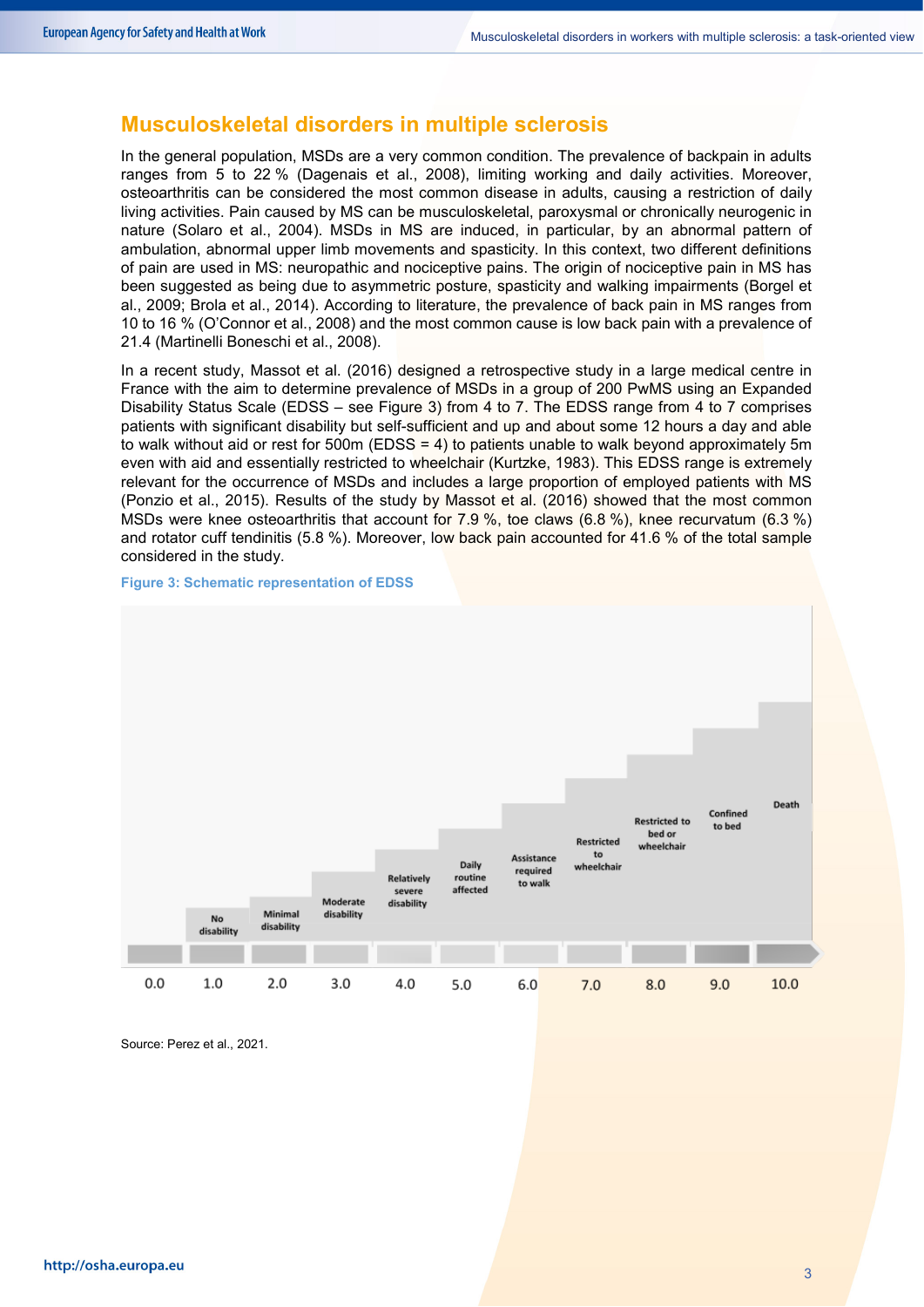## Musculoskeletal disorders in multiple sclerosis

In the general population, MSDs are a very common condition. The prevalence of backpain in adults ranges from 5 to 22 % (Dagenais et al., 2008), limiting working and daily activities. Moreover, osteoarthritis can be considered the most common disease in adults, causing a restriction of daily living activities. Pain caused by MS can be musculoskeletal, paroxysmal or chronically neurogenic in nature (Solaro et al., 2004). MSDs in MS are induced, in particular, by an abnormal pattern of ambulation, abnormal upper limb movements and spasticity. In this context, two different definitions of pain are used in MS: neuropathic and nociceptive pains. The origin of nociceptive pain in MS has been suggested as being due to asymmetric posture, spasticity and walking impairments (Borgel et al., 2009; Brola et al., 2014). According to literature, the prevalence of back pain in MS ranges from 10 to 16 % (O'Connor et al., 2008) and the most common cause is low back pain with a prevalence of 21.4 (Martinelli Boneschi et al., 2008).

In a recent study, Massot et al. (2016) designed a retrospective study in a large medical centre in France with the aim to determine prevalence of MSDs in a group of 200 PwMS using an Expanded Disability Status Scale (EDSS – see Figure 3) from 4 to 7. The EDSS range from 4 to 7 comprises patients with significant disability but self-sufficient and up and about some 12 hours a day and able to walk without aid or rest for 500m (EDSS = 4) to patients unable to walk beyond approximately 5m even with aid and essentially restricted to wheelchair (Kurtzke, 1983). This EDSS range is extremely relevant for the occurrence of MSDs and includes a large proportion of employed patients with MS (Ponzio et al., 2015). Results of the study by Massot et al. (2016) showed that the most common MSDs were knee osteoarthritis that account for 7.9 %, toe claws (6.8 %), knee recurvatum (6.3 %) and rotator cuff tendinitis (5.8 %). Moreover, low back pain accounted for 41.6 % of the total sample considered in the study.

**Figure 3: Schematic representation of EDSS**

No disability
Minimal disability
Moderate disability
Relatively severe disability
Daily routine affected
Assistance required to walk
Restricted to wheelchair
Restricted to bed or wheelchair
Confined to bed
Death

0.0 1.0 2.0 3.0 4.0 5.0 6.0 7.0 8.0 9.0 10.0

Source: Perez et al., 2021.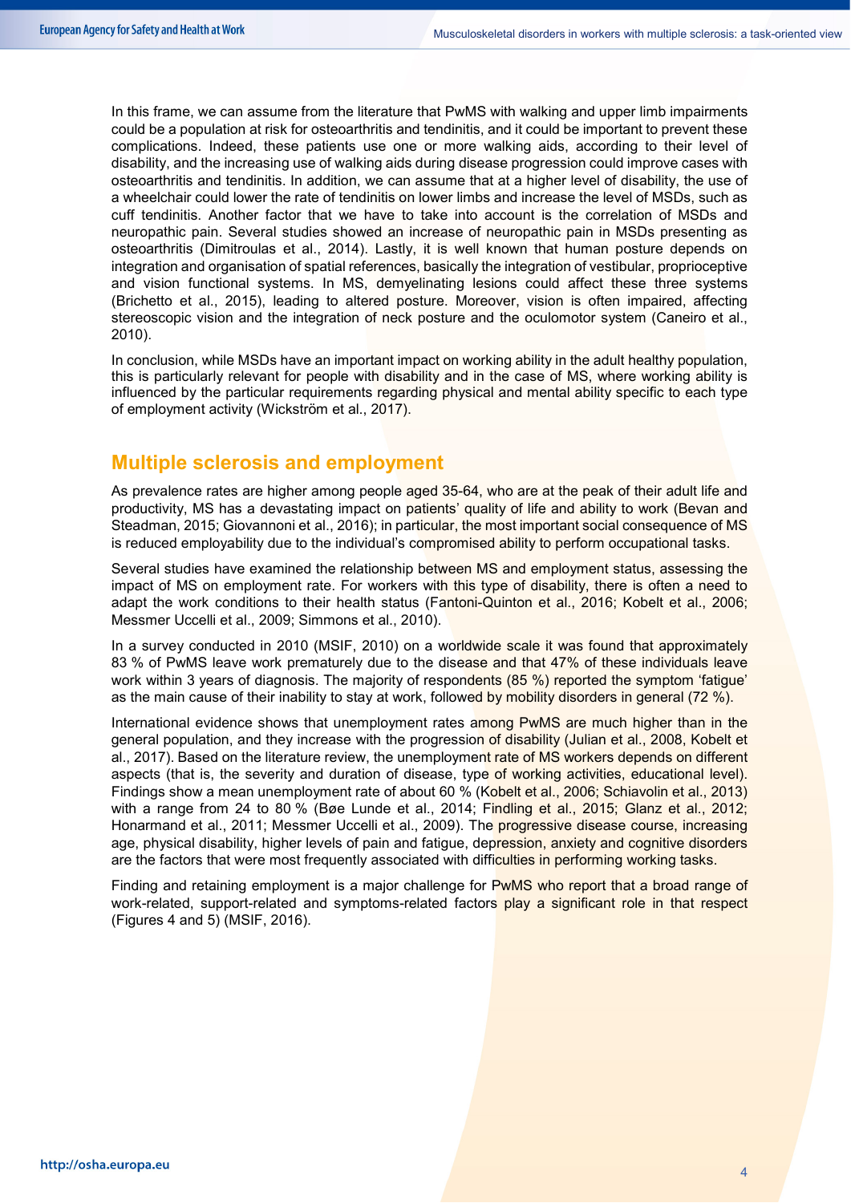In this frame, we can assume from the literature that PwMS with walking and upper limb impairments could be a population at risk for osteoarthritis and tendinitis, and it could be important to prevent these complications. Indeed, these patients use one or more walking aids, according to their level of disability, and the increasing use of walking aids during disease progression could improve cases with osteoarthritis and tendinitis. In addition, we can assume that at a higher level of disability, the use of a wheelchair could lower the rate of tendinitis on lower limbs and increase the level of MSDs, such as cuff tendinitis. Another factor that we have to take into account is the correlation of MSDs and neuropathic pain. Several studies showed an increase of neuropathic pain in MSDs presenting as osteoarthritis (Dimitroulas et al., 2014). Lastly, it is well known that human posture depends on integration and organisation of spatial references, basically the integration of vestibular, proprioceptive and vision functional systems. In MS, demyelinating lesions could affect these three systems (Brichetto et al., 2015), leading to altered posture. Moreover, vision is often impaired, affecting stereoscopic vision and the integration of neck posture and the oculomotor system (Caneiro et al., 2010).

In conclusion, while MSDs have an important impact on working ability in the adult healthy population, this is particularly relevant for people with disability and in the case of MS, where working ability is influenced by the particular requirements regarding physical and mental ability specific to each type of employment activity (Wickström et al., 2017).

## Multiple sclerosis and employment

As prevalence rates are higher among people aged 35-64, who are at the peak of their adult life and productivity, MS has a devastating impact on patients' quality of life and ability to work (Bevan and Steadman, 2015; Giovannoni et al., 2016); in particular, the most important social consequence of MS is reduced employability due to the individual's compromised ability to perform occupational tasks.

Several studies have examined the relationship between MS and employment status, assessing the impact of MS on employment rate. For workers with this type of disability, there is often a need to adapt the work conditions to their health status (Fantoni-Quinton et al., 2016; Kobelt et al., 2006; Messmer Uccelli et al., 2009; Simmons et al., 2010).

In a survey conducted in 2010 (MSIF, 2010) on a worldwide scale it was found that approximately 83 % of PwMS leave work prematurely due to the disease and that 47% of these individuals leave work within 3 years of diagnosis. The majority of respondents (85 %) reported the symptom 'fatigue' as the main cause of their inability to stay at work, followed by mobility disorders in general (72 %).

International evidence shows that unemployment rates among PwMS are much higher than in the general population, and they increase with the progression of disability (Julian et al., 2008, Kobelt et al., 2017). Based on the literature review, the unemployment rate of MS workers depends on different aspects (that is, the severity and duration of disease, type of working activities, educational level). Findings show a mean unemployment rate of about 60 % (Kobelt et al., 2006; Schiavolin et al., 2013) with a range from 24 to 80 % (Bøe Lunde et al., 2014; Findling et al., 2015; Glanz et al., 2012; Honarmand et al., 2011; Messmer Uccelli et al., 2009). The progressive disease course, increasing age, physical disability, higher levels of pain and fatigue, depression, anxiety and cognitive disorders are the factors that were most frequently associated with difficulties in performing working tasks.

Finding and retaining employment is a major challenge for PwMS who report that a broad range of work-related, support-related and symptoms-related factors play a significant role in that respect (Figures 4 and 5) (MSIF, 2016).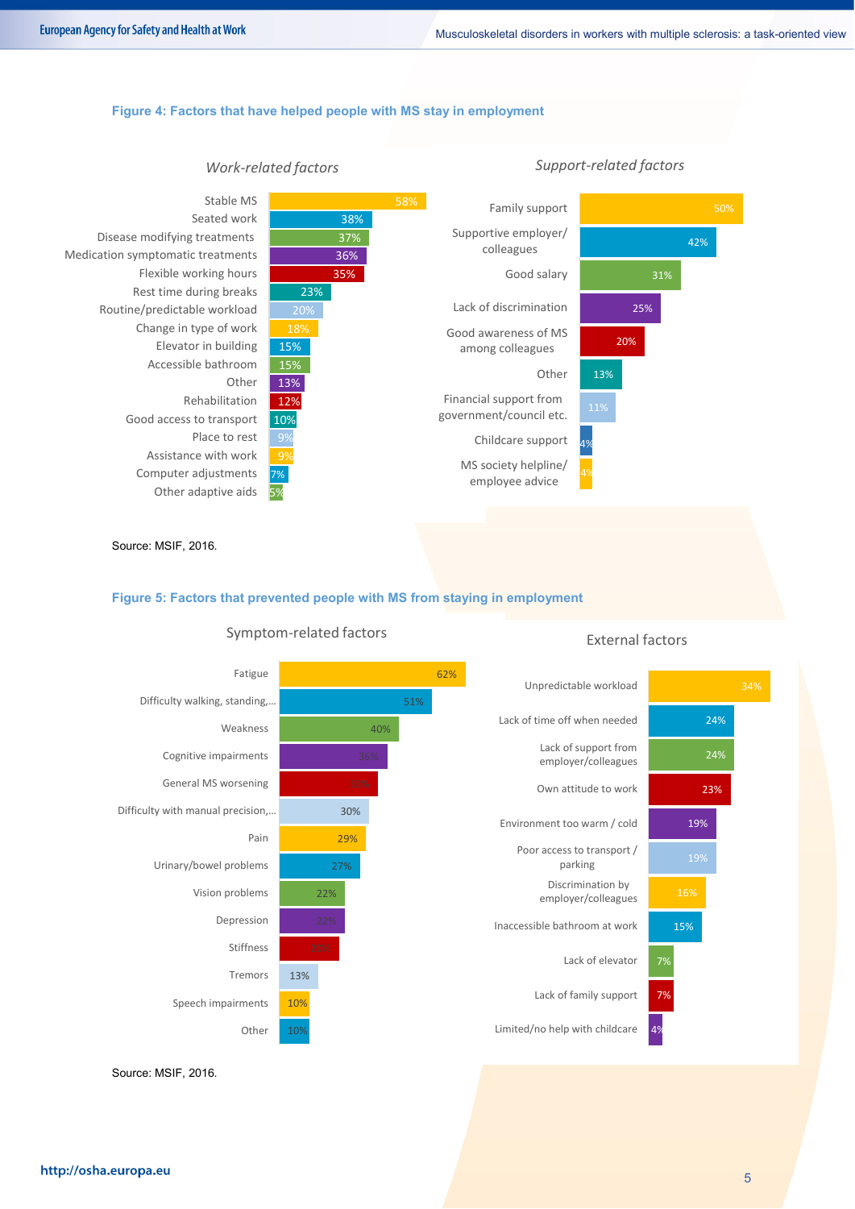**Figure 4: Factors that have helped people with MS stay in employment**

*Work-related factors*

Stable MS 58%
Seated work 38%
Disease modifying treatments 37%
Medication symptomatic treatments 36%
Flexible working hours 35%
Rest time during breaks 23%
Routine/predictable workload 20%
Change in type of work 18%
Elevator in building 15%
Accessible bathroom 15%
Other 13%
Rehabilitation 12%
Good access to transport 10%
Place to rest 9%
Assistance with work 9%
Computer adjustments 7%
Other adaptive aids 5%

*Support-related factors*

Family support 50%
Supportive employer/ colleagues 42%
Good salary 31%
Lack of discrimination 25%
Good awareness of MS among colleagues 20%
Other 13%
Financial support from government/council etc. 11%
Childcare support 4%
MS society helpline/ employee advice 4%

Source: MSIF, 2016.

**Figure 5: Factors that prevented people with MS from staying in employment**

Symptom-related factors

Fatigue 62%
Difficulty walking, standing,... 51%
Weakness 40%
Cognitive impairments 36%
General MS worsening 33%
Difficulty with manual precision,... 30%
Pain 29%
Urinary/bowel problems 27%
Vision problems 22%
Depression 22%
Stiffness 20%
Tremors 13%
Speech impairments 10%
Other 10%

External factors

Unpredictable workload 34%
Lack of time off when needed 24%
Lack of support from employer/colleagues 24%
Own attitude to work 23%
Environment too warm / cold 19%
Poor access to transport / parking 19%
Discrimination by employer/colleagues 16%
Inaccessible bathroom at work 15%
Lack of elevator 7%
Lack of family support 7%
Limited/no help with childcare 4%

Source: MSIF, 2016.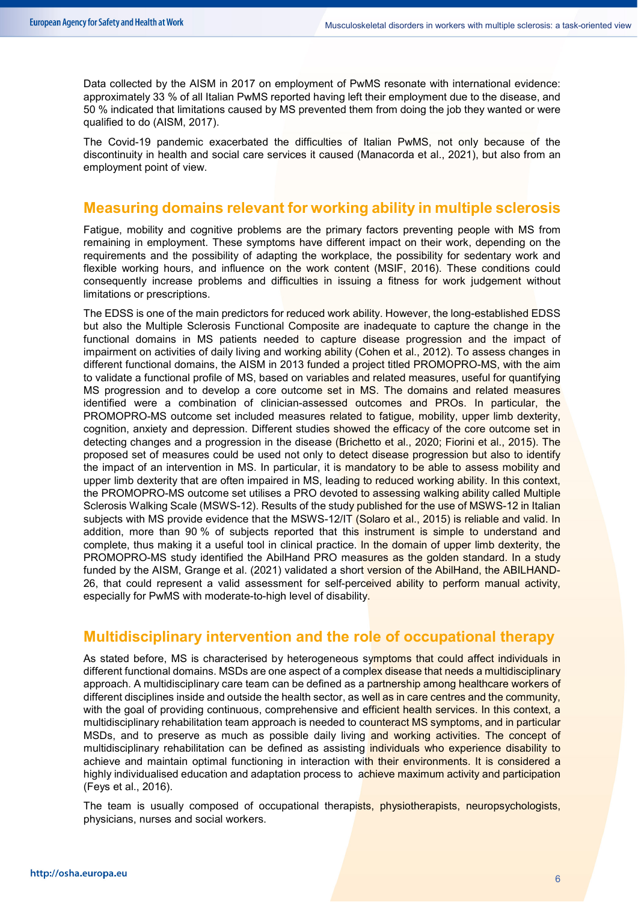Data collected by the AISM in 2017 on employment of PwMS resonate with international evidence: approximately 33 % of all Italian PwMS reported having left their employment due to the disease, and 50 % indicated that limitations caused by MS prevented them from doing the job they wanted or were qualified to do (AISM, 2017).

The Covid-19 pandemic exacerbated the difficulties of Italian PwMS, not only because of the discontinuity in health and social care services it caused (Manacorda et al., 2021), but also from an employment point of view.

## Measuring domains relevant for working ability in multiple sclerosis

Fatigue, mobility and cognitive problems are the primary factors preventing people with MS from remaining in employment. These symptoms have different impact on their work, depending on the requirements and the possibility of adapting the workplace, the possibility for sedentary work and flexible working hours, and influence on the work content (MSIF, 2016). These conditions could consequently increase problems and difficulties in issuing a fitness for work judgement without limitations or prescriptions.

The EDSS is one of the main predictors for reduced work ability. However, the long-established EDSS but also the Multiple Sclerosis Functional Composite are inadequate to capture the change in the functional domains in MS patients needed to capture disease progression and the impact of impairment on activities of daily living and working ability (Cohen et al., 2012). To assess changes in different functional domains, the AISM in 2013 funded a project titled PROMOPRO-MS, with the aim to validate a functional profile of MS, based on variables and related measures, useful for quantifying MS progression and to develop a core outcome set in MS. The domains and related measures identified were a combination of clinician-assessed outcomes and PROs. In particular, the PROMOPRO-MS outcome set included measures related to fatigue, mobility, upper limb dexterity, cognition, anxiety and depression. Different studies showed the efficacy of the core outcome set in detecting changes and a progression in the disease (Brichetto et al., 2020; Fiorini et al., 2015). The proposed set of measures could be used not only to detect disease progression but also to identify the impact of an intervention in MS. In particular, it is mandatory to be able to assess mobility and upper limb dexterity that are often impaired in MS, leading to reduced working ability. In this context, the PROMOPRO-MS outcome set utilises a PRO devoted to assessing walking ability called Multiple Sclerosis Walking Scale (MSWS-12). Results of the study published for the use of MSWS-12 in Italian subjects with MS provide evidence that the MSWS-12/IT (Solaro et al., 2015) is reliable and valid. In addition, more than 90 % of subjects reported that this instrument is simple to understand and complete, thus making it a useful tool in clinical practice. In the domain of upper limb dexterity, the PROMOPRO-MS study identified the AbilHand PRO measures as the golden standard. In a study funded by the AISM, Grange et al. (2021) validated a short version of the AbilHand, the ABILHAND-26, that could represent a valid assessment for self-perceived ability to perform manual activity, especially for PwMS with moderate-to-high level of disability.

## Multidisciplinary intervention and the role of occupational therapy

As stated before, MS is characterised by heterogeneous symptoms that could affect individuals in different functional domains. MSDs are one aspect of a complex disease that needs a multidisciplinary approach. A multidisciplinary care team can be defined as a partnership among healthcare workers of different disciplines inside and outside the health sector, as well as in care centres and the community, with the goal of providing continuous, comprehensive and efficient health services. In this context, a multidisciplinary rehabilitation team approach is needed to counteract MS symptoms, and in particular MSDs, and to preserve as much as possible daily living and working activities. The concept of multidisciplinary rehabilitation can be defined as assisting individuals who experience disability to achieve and maintain optimal functioning in interaction with their environments. It is considered a highly individualised education and adaptation process to achieve maximum activity and participation (Feys et al., 2016).

The team is usually composed of occupational therapists, physiotherapists, neuropsychologists, physicians, nurses and social workers.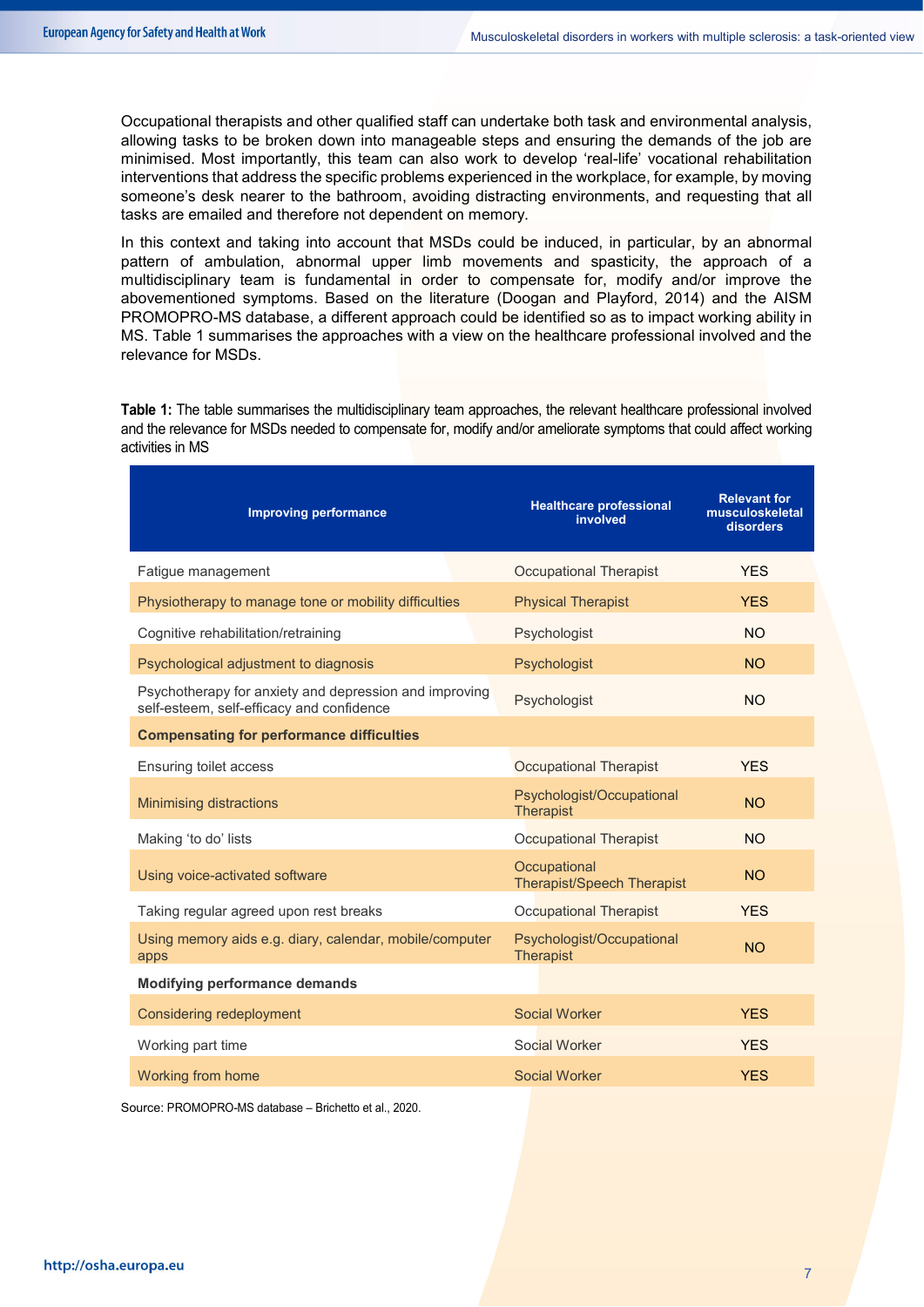Occupational therapists and other qualified staff can undertake both task and environmental analysis, allowing tasks to be broken down into manageable steps and ensuring the demands of the job are minimised. Most importantly, this team can also work to develop 'real-life' vocational rehabilitation interventions that address the specific problems experienced in the workplace, for example, by moving someone's desk nearer to the bathroom, avoiding distracting environments, and requesting that all tasks are emailed and therefore not dependent on memory.

In this context and taking into account that MSDs could be induced, in particular, by an abnormal pattern of ambulation, abnormal upper limb movements and spasticity, the approach of a multidisciplinary team is fundamental in order to compensate for, modify and/or improve the abovementioned symptoms. Based on the literature (Doogan and Playford, 2014) and the AISM PROMOPRO-MS database, a different approach could be identified so as to impact working ability in MS. Table 1 summarises the approaches with a view on the healthcare professional involved and the relevance for MSDs.

**Table 1:** The table summarises the multidisciplinary team approaches, the relevant healthcare professional involved and the relevance for MSDs needed to compensate for, modify and/or ameliorate symptoms that could affect working activities in MS

| Improving performance | Healthcare professional involved | Relevant for musculoskeletal disorders |
|---|---|---|
| Fatigue management | Occupational Therapist | YES |
| Physiotherapy to manage tone or mobility difficulties | Physical Therapist | YES |
| Cognitive rehabilitation/retraining | Psychologist | NO |
| Psychological adjustment to diagnosis | Psychologist | NO |
| Psychotherapy for anxiety and depression and improving self-esteem, self-efficacy and confidence | Psychologist | NO |
| **Compensating for performance difficulties** | | |
| Ensuring toilet access | Occupational Therapist | YES |
| Minimising distractions | Psychologist/Occupational Therapist | NO |
| Making 'to do' lists | Occupational Therapist | NO |
| Using voice-activated software | Occupational Therapist/Speech Therapist | NO |
| Taking regular agreed upon rest breaks | Occupational Therapist | YES |
| Using memory aids e.g. diary, calendar, mobile/computer apps | Psychologist/Occupational Therapist | NO |
| **Modifying performance demands** | | |
| Considering redeployment | Social Worker | YES |
| Working part time | Social Worker | YES |
| Working from home | Social Worker | YES |

Source: PROMOPRO-MS database – Brichetto et al., 2020.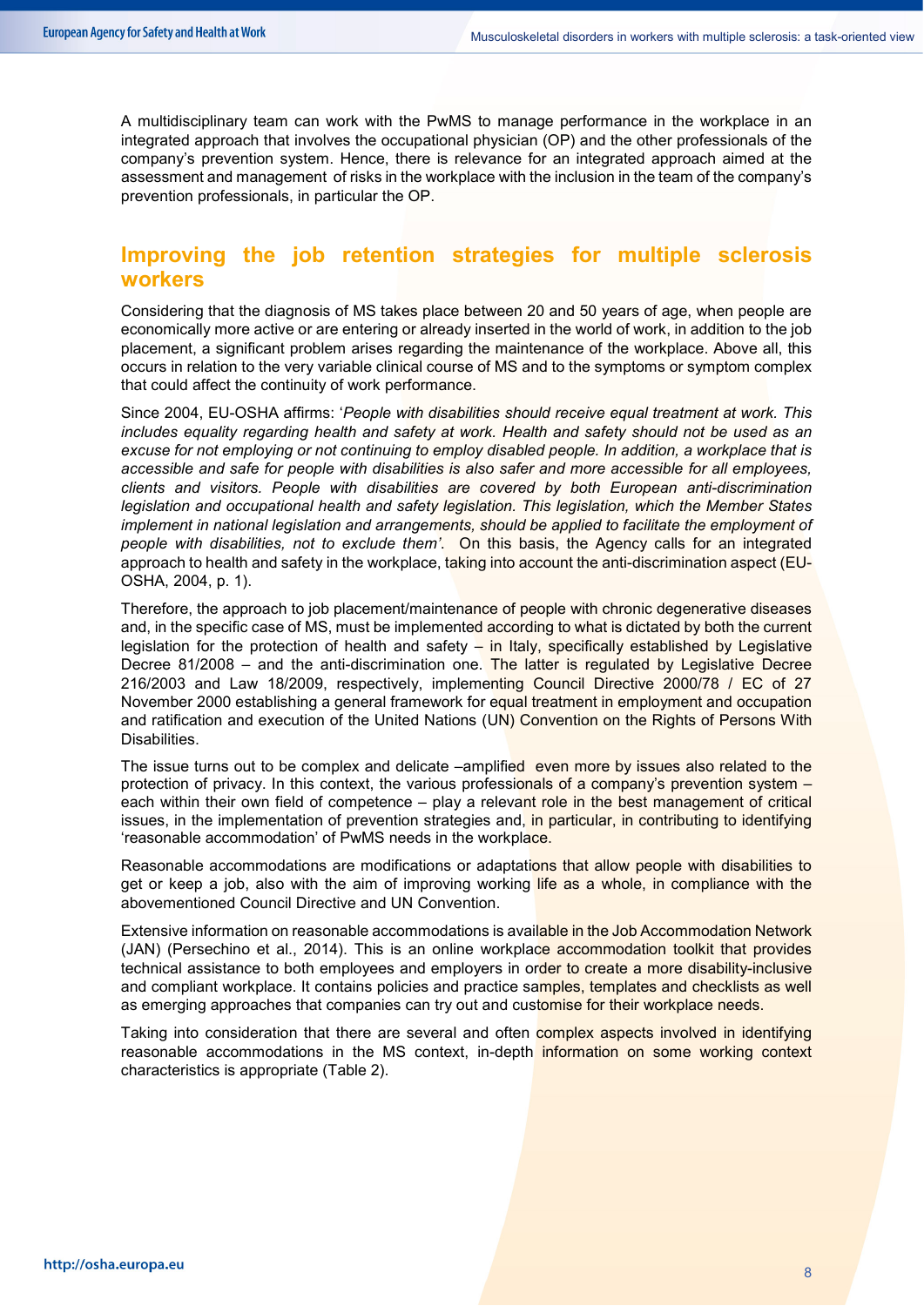A multidisciplinary team can work with the PwMS to manage performance in the workplace in an integrated approach that involves the occupational physician (OP) and the other professionals of the company's prevention system. Hence, there is relevance for an integrated approach aimed at the assessment and management of risks in the workplace with the inclusion in the team of the company's prevention professionals, in particular the OP.

## Improving the job retention strategies for multiple sclerosis workers

Considering that the diagnosis of MS takes place between 20 and 50 years of age, when people are economically more active or are entering or already inserted in the world of work, in addition to the job placement, a significant problem arises regarding the maintenance of the workplace. Above all, this occurs in relation to the very variable clinical course of MS and to the symptoms or symptom complex that could affect the continuity of work performance.

Since 2004, EU-OSHA affirms: '*People with disabilities should receive equal treatment at work. This includes equality regarding health and safety at work. Health and safety should not be used as an excuse for not employing or not continuing to employ disabled people. In addition, a workplace that is accessible and safe for people with disabilities is also safer and more accessible for all employees, clients and visitors. People with disabilities are covered by both European anti-discrimination legislation and occupational health and safety legislation. This legislation, which the Member States implement in national legislation and arrangements, should be applied to facilitate the employment of people with disabilities, not to exclude them'*. On this basis, the Agency calls for an integrated approach to health and safety in the workplace, taking into account the anti-discrimination aspect (EU-OSHA, 2004, p. 1).

Therefore, the approach to job placement/maintenance of people with chronic degenerative diseases and, in the specific case of MS, must be implemented according to what is dictated by both the current legislation for the protection of health and safety – in Italy, specifically established by Legislative Decree 81/2008 – and the anti-discrimination one. The latter is regulated by Legislative Decree 216/2003 and Law 18/2009, respectively, implementing Council Directive 2000/78 / EC of 27 November 2000 establishing a general framework for equal treatment in employment and occupation and ratification and execution of the United Nations (UN) Convention on the Rights of Persons With Disabilities.

The issue turns out to be complex and delicate –amplified even more by issues also related to the protection of privacy. In this context, the various professionals of a company's prevention system – each within their own field of competence – play a relevant role in the best management of critical issues, in the implementation of prevention strategies and, in particular, in contributing to identifying 'reasonable accommodation' of PwMS needs in the workplace.

Reasonable accommodations are modifications or adaptations that allow people with disabilities to get or keep a job, also with the aim of improving working life as a whole, in compliance with the abovementioned Council Directive and UN Convention.

Extensive information on reasonable accommodations is available in the Job Accommodation Network (JAN) (Persechino et al., 2014). This is an online workplace accommodation toolkit that provides technical assistance to both employees and employers in order to create a more disability-inclusive and compliant workplace. It contains policies and practice samples, templates and checklists as well as emerging approaches that companies can try out and customise for their workplace needs.

Taking into consideration that there are several and often complex aspects involved in identifying reasonable accommodations in the MS context, in-depth information on some working context characteristics is appropriate (Table 2).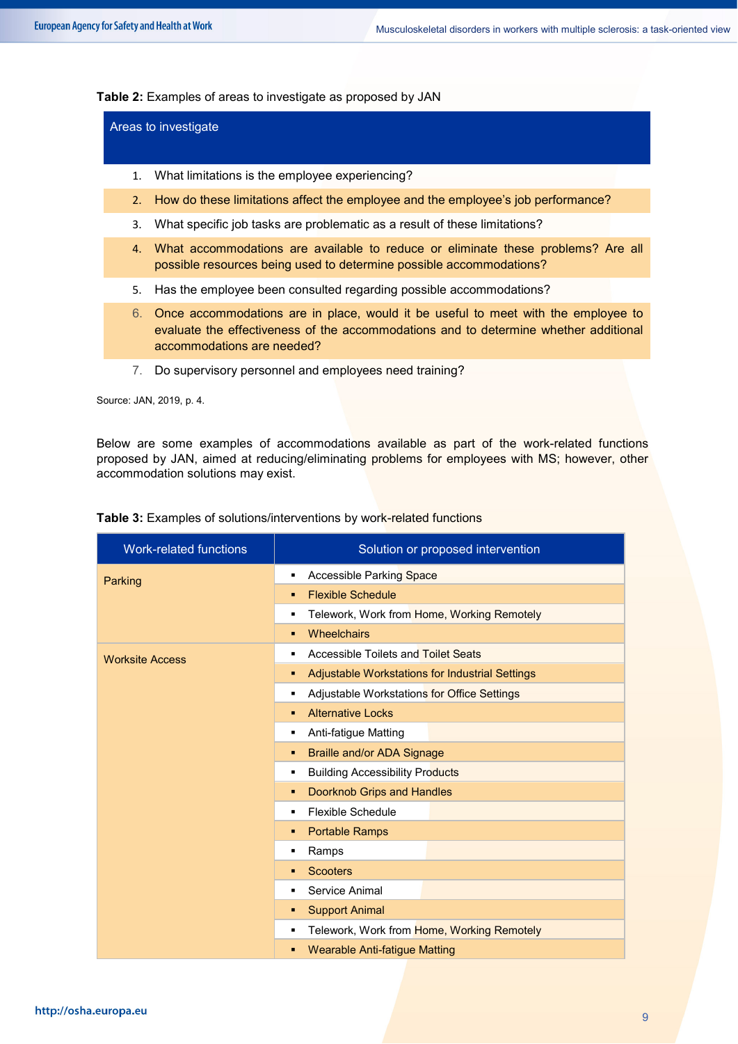**Table 2:** Examples of areas to investigate as proposed by JAN

| Areas to investigate |
|---|
| 1. What limitations is the employee experiencing? |
| 2. How do these limitations affect the employee and the employee's job performance? |
| 3. What specific job tasks are problematic as a result of these limitations? |
| 4. What accommodations are available to reduce or eliminate these problems? Are all possible resources being used to determine possible accommodations? |
| 5. Has the employee been consulted regarding possible accommodations? |
| 6. Once accommodations are in place, would it be useful to meet with the employee to evaluate the effectiveness of the accommodations and to determine whether additional accommodations are needed? |
| 7. Do supervisory personnel and employees need training? |

Source: JAN, 2019, p. 4.

Below are some examples of accommodations available as part of the work-related functions proposed by JAN, aimed at reducing/eliminating problems for employees with MS; however, other accommodation solutions may exist.

**Table 3:** Examples of solutions/interventions by work-related functions

| Work-related functions | Solution or proposed intervention |
|---|---|
| Parking | ▪ Accessible Parking Space |
| | ▪ Flexible Schedule |
| | ▪ Telework, Work from Home, Working Remotely |
| | ▪ Wheelchairs |
| Worksite Access | ▪ Accessible Toilets and Toilet Seats |
| | ▪ Adjustable Workstations for Industrial Settings |
| | ▪ Adjustable Workstations for Office Settings |
| | ▪ Alternative Locks |
| | ▪ Anti-fatigue Matting |
| | ▪ Braille and/or ADA Signage |
| | ▪ Building Accessibility Products |
| | ▪ Doorknob Grips and Handles |
| | ▪ Flexible Schedule |
| | ▪ Portable Ramps |
| | ▪ Ramps |
| | ▪ Scooters |
| | ▪ Service Animal |
| | ▪ Support Animal |
| | ▪ Telework, Work from Home, Working Remotely |
| | ▪ Wearable Anti-fatigue Matting |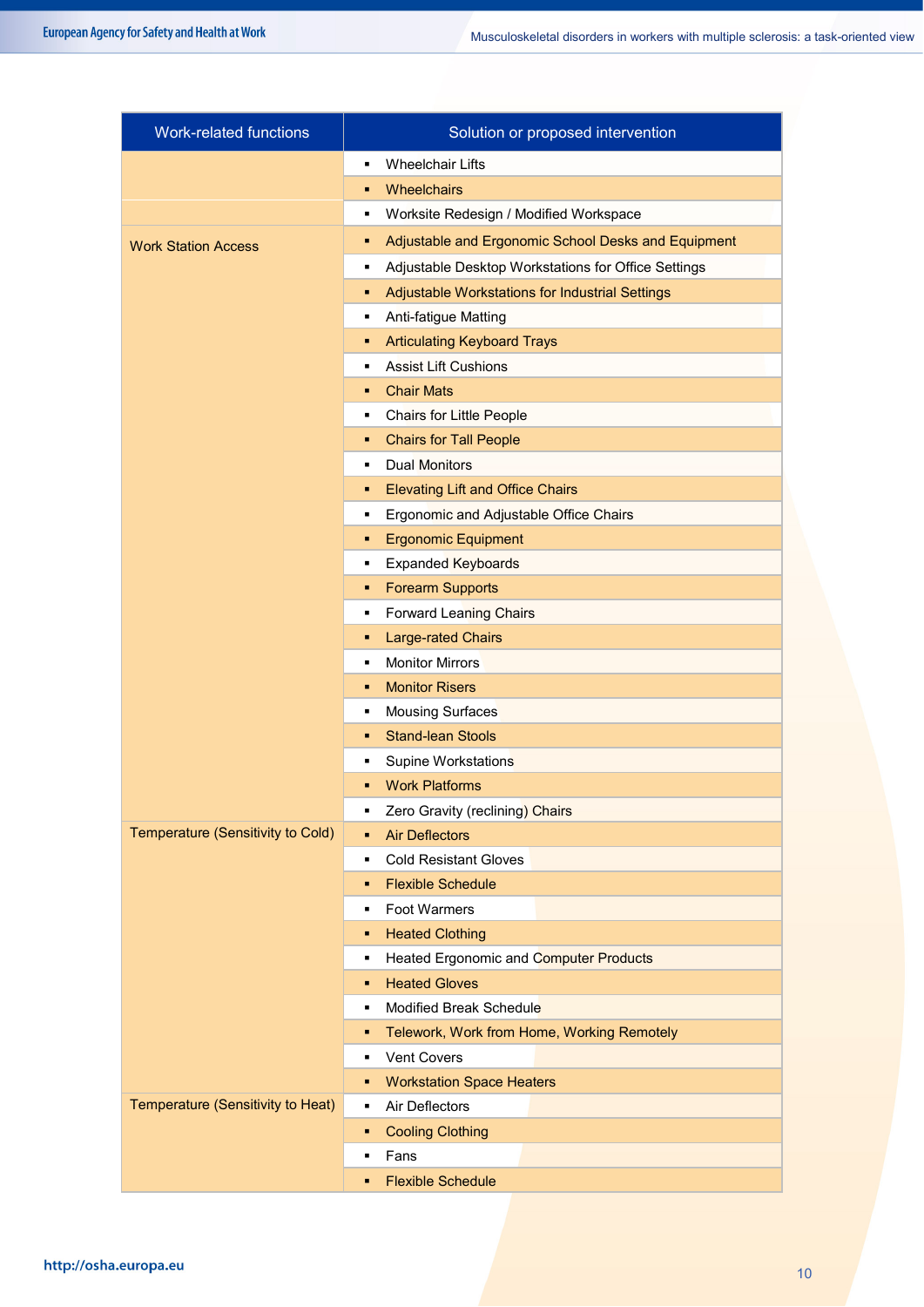| Work-related functions | Solution or proposed intervention |
|---|---|
| | ▪ Wheelchair Lifts |
| | ▪ Wheelchairs |
| | ▪ Worksite Redesign / Modified Workspace |
| Work Station Access | ▪ Adjustable and Ergonomic School Desks and Equipment |
| | ▪ Adjustable Desktop Workstations for Office Settings |
| | ▪ Adjustable Workstations for Industrial Settings |
| | ▪ Anti-fatigue Matting |
| | ▪ Articulating Keyboard Trays |
| | ▪ Assist Lift Cushions |
| | ▪ Chair Mats |
| | ▪ Chairs for Little People |
| | ▪ Chairs for Tall People |
| | ▪ Dual Monitors |
| | ▪ Elevating Lift and Office Chairs |
| | ▪ Ergonomic and Adjustable Office Chairs |
| | ▪ Ergonomic Equipment |
| | ▪ Expanded Keyboards |
| | ▪ Forearm Supports |
| | ▪ Forward Leaning Chairs |
| | ▪ Large-rated Chairs |
| | ▪ Monitor Mirrors |
| | ▪ Monitor Risers |
| | ▪ Mousing Surfaces |
| | ▪ Stand-lean Stools |
| | ▪ Supine Workstations |
| | ▪ Work Platforms |
| | ▪ Zero Gravity (reclining) Chairs |
| Temperature (Sensitivity to Cold) | ▪ Air Deflectors |
| | ▪ Cold Resistant Gloves |
| | ▪ Flexible Schedule |
| | ▪ Foot Warmers |
| | ▪ Heated Clothing |
| | ▪ Heated Ergonomic and Computer Products |
| | ▪ Heated Gloves |
| | ▪ Modified Break Schedule |
| | ▪ Telework, Work from Home, Working Remotely |
| | ▪ Vent Covers |
| | ▪ Workstation Space Heaters |
| Temperature (Sensitivity to Heat) | ▪ Air Deflectors |
| | ▪ Cooling Clothing |
| | ▪ Fans |
| | ▪ Flexible Schedule |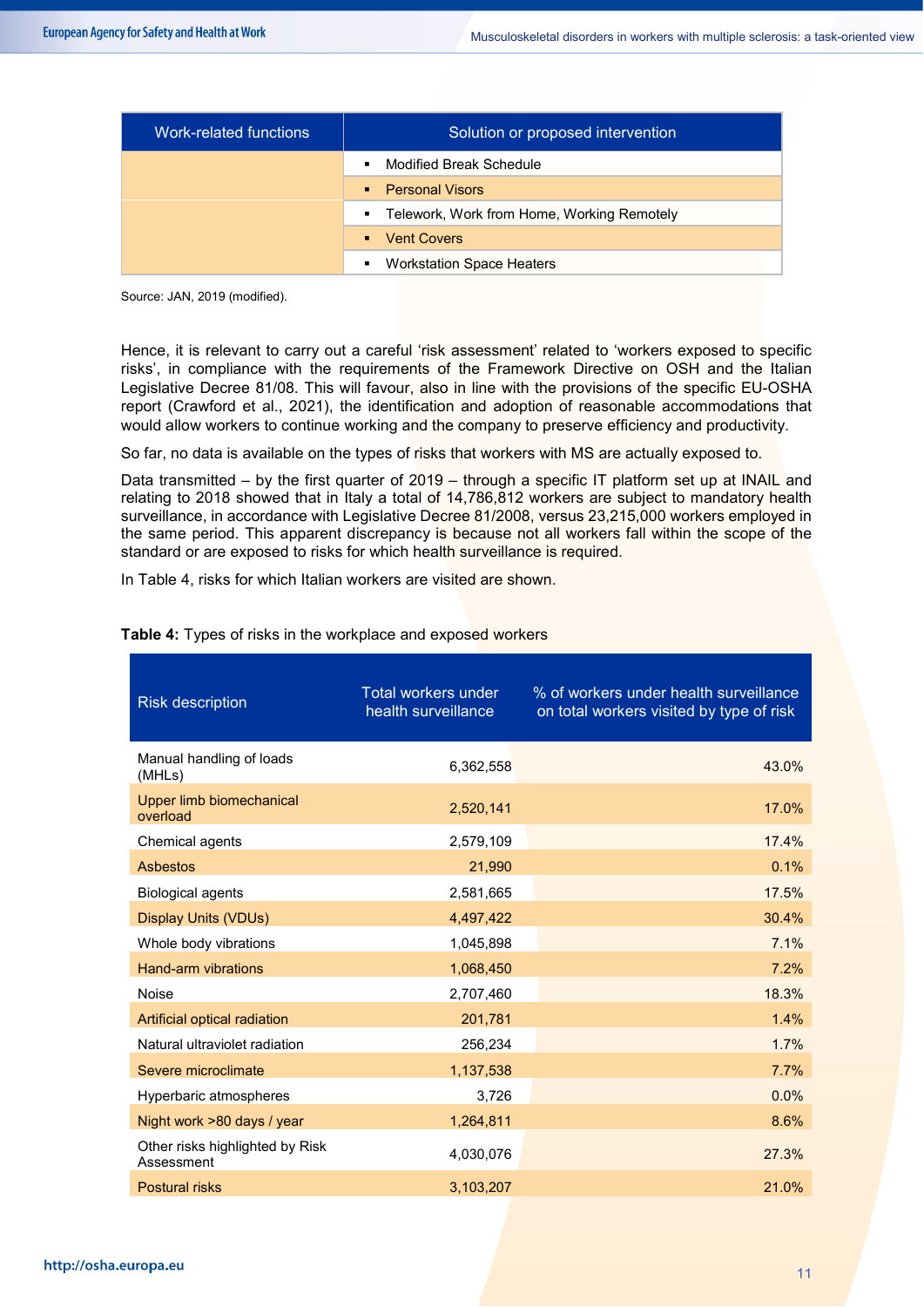| Work-related functions | Solution or proposed intervention |
|---|---|
| | ▪ Modified Break Schedule |
| | ▪ Personal Visors |
| | ▪ Telework, Work from Home, Working Remotely |
| | ▪ Vent Covers |
| | ▪ Workstation Space Heaters |

Source: JAN, 2019 (modified).

Hence, it is relevant to carry out a careful 'risk assessment' related to 'workers exposed to specific risks', in compliance with the requirements of the Framework Directive on OSH and the Italian Legislative Decree 81/08. This will favour, also in line with the provisions of the specific EU-OSHA report (Crawford et al., 2021), the identification and adoption of reasonable accommodations that would allow workers to continue working and the company to preserve efficiency and productivity.

So far, no data is available on the types of risks that workers with MS are actually exposed to.

Data transmitted – by the first quarter of 2019 – through a specific IT platform set up at INAIL and relating to 2018 showed that in Italy a total of 14,786,812 workers are subject to mandatory health surveillance, in accordance with Legislative Decree 81/2008, versus 23,215,000 workers employed in the same period. This apparent discrepancy is because not all workers fall within the scope of the standard or are exposed to risks for which health surveillance is required.

In Table 4, risks for which Italian workers are visited are shown.

**Table 4:** Types of risks in the workplace and exposed workers

| Risk description | Total workers under health surveillance | % of workers under health surveillance on total workers visited by type of risk |
|---|---|---|
| Manual handling of loads (MHLs) | 6,362,558 | 43.0% |
| Upper limb biomechanical overload | 2,520,141 | 17.0% |
| Chemical agents | 2,579,109 | 17.4% |
| Asbestos | 21,990 | 0.1% |
| Biological agents | 2,581,665 | 17.5% |
| Display Units (VDUs) | 4,497,422 | 30.4% |
| Whole body vibrations | 1,045,898 | 7.1% |
| Hand-arm vibrations | 1,068,450 | 7.2% |
| Noise | 2,707,460 | 18.3% |
| Artificial optical radiation | 201,781 | 1.4% |
| Natural ultraviolet radiation | 256,234 | 1.7% |
| Severe microclimate | 1,137,538 | 7.7% |
| Hyperbaric atmospheres | 3,726 | 0.0% |
| Night work >80 days / year | 1,264,811 | 8.6% |
| Other risks highlighted by Risk Assessment | 4,030,076 | 27.3% |
| Postural risks | 3,103,207 | 21.0% |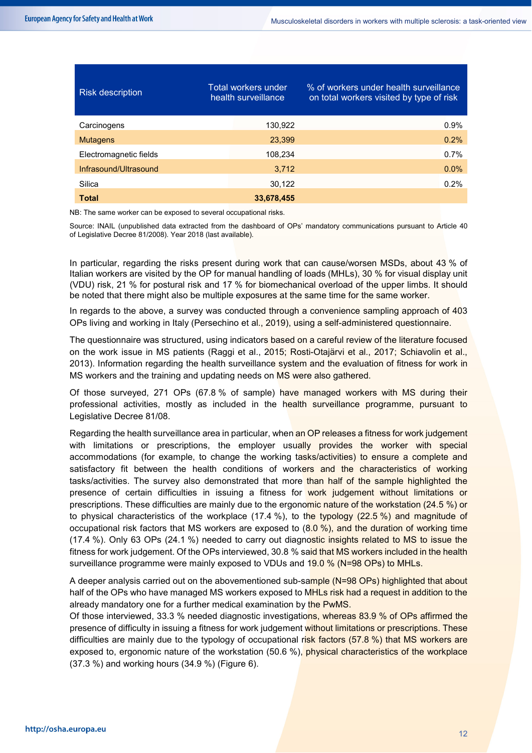| Risk description | Total workers under health surveillance | % of workers under health surveillance on total workers visited by type of risk |
|---|---|---|
| Carcinogens | 130,922 | 0.9% |
| Mutagens | 23,399 | 0.2% |
| Electromagnetic fields | 108,234 | 0.7% |
| Infrasound/Ultrasound | 3,712 | 0.0% |
| Silica | 30,122 | 0.2% |
| **Total** | **33,678,455** | |

NB: The same worker can be exposed to several occupational risks.

Source: INAIL (unpublished data extracted from the dashboard of OPs' mandatory communications pursuant to Article 40 of Legislative Decree 81/2008). Year 2018 (last available).

In particular, regarding the risks present during work that can cause/worsen MSDs, about 43 % of Italian workers are visited by the OP for manual handling of loads (MHLs), 30 % for visual display unit (VDU) risk, 21 % for postural risk and 17 % for biomechanical overload of the upper limbs. It should be noted that there might also be multiple exposures at the same time for the same worker.

In regards to the above, a survey was conducted through a convenience sampling approach of 403 OPs living and working in Italy (Persechino et al., 2019), using a self-administered questionnaire.

The questionnaire was structured, using indicators based on a careful review of the literature focused on the work issue in MS patients (Raggi et al., 2015; Rosti-Otajärvi et al., 2017; Schiavolin et al., 2013). Information regarding the health surveillance system and the evaluation of fitness for work in MS workers and the training and updating needs on MS were also gathered.

Of those surveyed, 271 OPs (67.8 % of sample) have managed workers with MS during their professional activities, mostly as included in the health surveillance programme, pursuant to Legislative Decree 81/08.

Regarding the health surveillance area in particular, when an OP releases a fitness for work judgement with limitations or prescriptions, the employer usually provides the worker with special accommodations (for example, to change the working tasks/activities) to ensure a complete and satisfactory fit between the health conditions of workers and the characteristics of working tasks/activities. The survey also demonstrated that more than half of the sample highlighted the presence of certain difficulties in issuing a fitness for work judgement without limitations or prescriptions. These difficulties are mainly due to the ergonomic nature of the workstation (24.5 %) or to physical characteristics of the workplace (17.4 %), to the typology (22.5 %) and magnitude of occupational risk factors that MS workers are exposed to (8.0 %), and the duration of working time (17.4 %). Only 63 OPs (24.1 %) needed to carry out diagnostic insights related to MS to issue the fitness for work judgement. Of the OPs interviewed, 30.8 % said that MS workers included in the health surveillance programme were mainly exposed to VDUs and 19.0 % (N=98 OPs) to MHLs.

A deeper analysis carried out on the abovementioned sub-sample (N=98 OPs) highlighted that about half of the OPs who have managed MS workers exposed to MHLs risk had a request in addition to the already mandatory one for a further medical examination by the PwMS.
Of those interviewed, 33.3 % needed diagnostic investigations, whereas 83.9 % of OPs affirmed the presence of difficulty in issuing a fitness for work judgement without limitations or prescriptions. These difficulties are mainly due to the typology of occupational risk factors (57.8 %) that MS workers are exposed to, ergonomic nature of the workstation (50.6 %), physical characteristics of the workplace (37.3 %) and working hours (34.9 %) (Figure 6).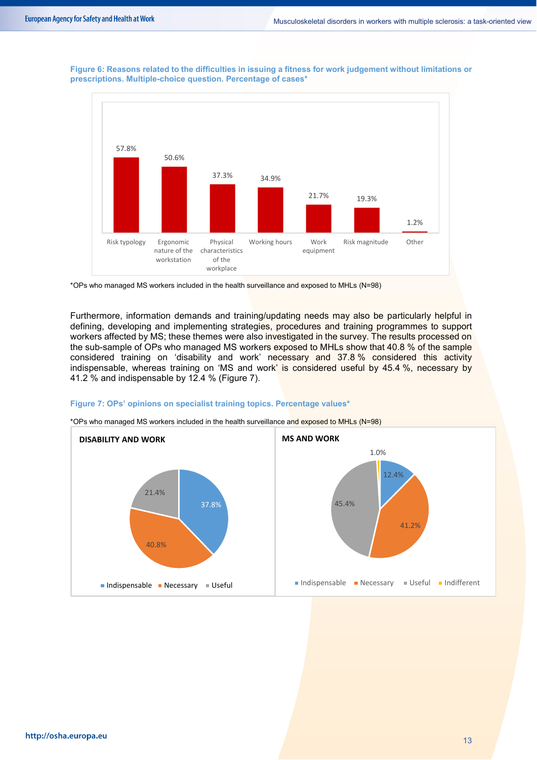**Figure 6: Reasons related to the difficulties in issuing a fitness for work judgement without limitations or prescriptions. Multiple-choice question. Percentage of cases***

57.8%
50.6%
37.3%
34.9%
21.7%
19.3%
1.2%

Risk typology
Ergonomic nature of the workstation
Physical characteristics of the workplace
Working hours
Work equipment
Risk magnitude
Other

*OPs who managed MS workers included in the health surveillance and exposed to MHLs (N=98)

Furthermore, information demands and training/updating needs may also be particularly helpful in defining, developing and implementing strategies, procedures and training programmes to support workers affected by MS; these themes were also investigated in the survey. The results processed on the sub-sample of OPs who managed MS workers exposed to MHLs show that 40.8 % of the sample considered training on 'disability and work' necessary and 37.8 % considered this activity indispensable, whereas training on 'MS and work' is considered useful by 45.4 %, necessary by 41.2 % and indispensable by 12.4 % (Figure 7).

**Figure 7: OPs' opinions on specialist training topics. Percentage values***

*OPs who managed MS workers included in the health surveillance and exposed to MHLs (N=98)

**DISABILITY AND WORK**

37.8%
40.8%
21.4%

Indispensable Necessary Useful

**MS AND WORK**

1.0%
12.4%
41.2%
45.4%

Indispensable Necessary Useful Indifferent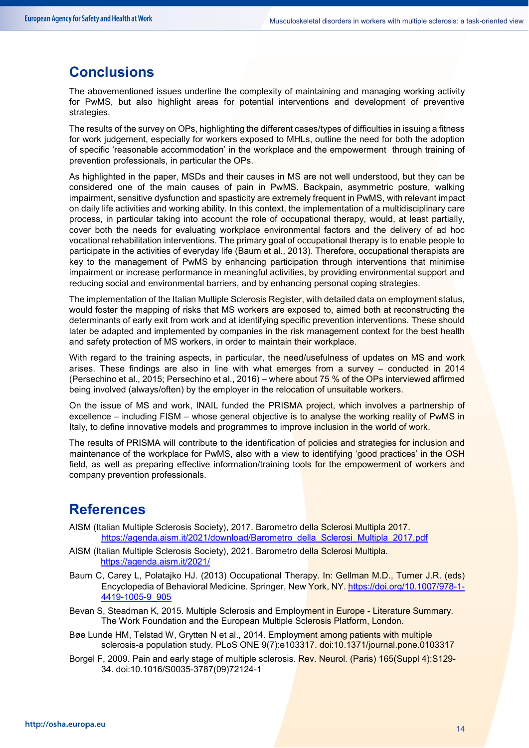## Conclusions

The abovementioned issues underline the complexity of maintaining and managing working activity for PwMS, but also highlight areas for potential interventions and development of preventive strategies.

The results of the survey on OPs, highlighting the different cases/types of difficulties in issuing a fitness for work judgement, especially for workers exposed to MHLs, outline the need for both the adoption of specific 'reasonable accommodation' in the workplace and the empowerment through training of prevention professionals, in particular the OPs.

As highlighted in the paper, MSDs and their causes in MS are not well understood, but they can be considered one of the main causes of pain in PwMS. Backpain, asymmetric posture, walking impairment, sensitive dysfunction and spasticity are extremely frequent in PwMS, with relevant impact on daily life activities and working ability. In this context, the implementation of a multidisciplinary care process, in particular taking into account the role of occupational therapy, would, at least partially, cover both the needs for evaluating workplace environmental factors and the delivery of ad hoc vocational rehabilitation interventions. The primary goal of occupational therapy is to enable people to participate in the activities of everyday life (Baum et al., 2013). Therefore, occupational therapists are key to the management of PwMS by enhancing participation through interventions that minimise impairment or increase performance in meaningful activities, by providing environmental support and reducing social and environmental barriers, and by enhancing personal coping strategies.

The implementation of the Italian Multiple Sclerosis Register, with detailed data on employment status, would foster the mapping of risks that MS workers are exposed to, aimed both at reconstructing the determinants of early exit from work and at identifying specific prevention interventions. These should later be adapted and implemented by companies in the risk management context for the best health and safety protection of MS workers, in order to maintain their workplace.

With regard to the training aspects, in particular, the need/usefulness of updates on MS and work arises. These findings are also in line with what emerges from a survey – conducted in 2014 (Persechino et al., 2015; Persechino et al., 2016) – where about 75 % of the OPs interviewed affirmed being involved (always/often) by the employer in the relocation of unsuitable workers.

On the issue of MS and work, INAIL funded the PRISMA project, which involves a partnership of excellence – including FISM – whose general objective is to analyse the working reality of PwMS in Italy, to define innovative models and programmes to improve inclusion in the world of work.

The results of PRISMA will contribute to the identification of policies and strategies for inclusion and maintenance of the workplace for PwMS, also with a view to identifying 'good practices' in the OSH field, as well as preparing effective information/training tools for the empowerment of workers and company prevention professionals.

## References

AISM (Italian Multiple Sclerosis Society), 2017. Barometro della Sclerosi Multipla 2017. https://agenda.aism.it/2021/download/Barometro_della_Sclerosi_Multipla_2017.pdf

AISM (Italian Multiple Sclerosis Society), 2021. Barometro della Sclerosi Multipla. https://agenda.aism.it/2021/

Baum C, Carey L, Polatajko HJ. (2013) Occupational Therapy. In: Gellman M.D., Turner J.R. (eds) Encyclopedia of Behavioral Medicine. Springer, New York, NY. https://doi.org/10.1007/978-1-4419-1005-9_905

Bevan S, Steadman K, 2015. Multiple Sclerosis and Employment in Europe - Literature Summary. The Work Foundation and the European Multiple Sclerosis Platform, London.

Bøe Lunde HM, Telstad W, Grytten N et al., 2014. Employment among patients with multiple sclerosis-a population study. PLoS ONE 9(7):e103317. doi:10.1371/journal.pone.0103317

Borgel F, 2009. Pain and early stage of multiple sclerosis. Rev. Neurol. (Paris) 165(Suppl 4):S129-34. doi:10.1016/S0035-3787(09)72124-1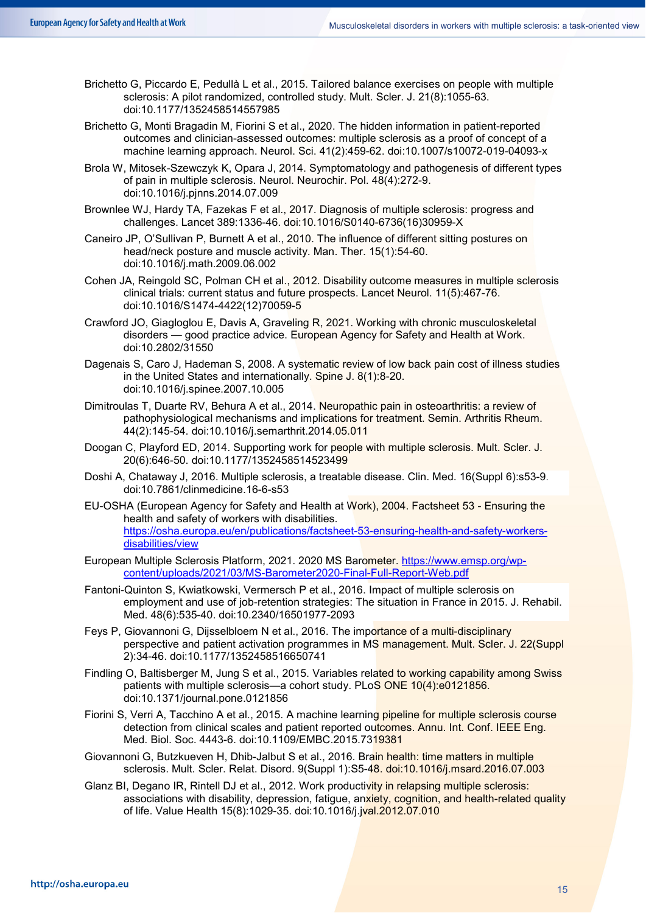Brichetto G, Piccardo E, Pedullà L et al., 2015. Tailored balance exercises on people with multiple sclerosis: A pilot randomized, controlled study. Mult. Scler. J. 21(8):1055-63. doi:10.1177/1352458514557985

Brichetto G, Monti Bragadin M, Fiorini S et al., 2020. The hidden information in patient-reported outcomes and clinician-assessed outcomes: multiple sclerosis as a proof of concept of a machine learning approach. Neurol. Sci. 41(2):459-62. doi:10.1007/s10072-019-04093-x

Brola W, Mitosek-Szewczyk K, Opara J, 2014. Symptomatology and pathogenesis of different types of pain in multiple sclerosis. Neurol. Neurochir. Pol. 48(4):272-9. doi:10.1016/j.pjnns.2014.07.009

Brownlee WJ, Hardy TA, Fazekas F et al., 2017. Diagnosis of multiple sclerosis: progress and challenges. Lancet 389:1336-46. doi:10.1016/S0140-6736(16)30959-X

Caneiro JP, O'Sullivan P, Burnett A et al., 2010. The influence of different sitting postures on head/neck posture and muscle activity. Man. Ther. 15(1):54-60. doi:10.1016/j.math.2009.06.002

Cohen JA, Reingold SC, Polman CH et al., 2012. Disability outcome measures in multiple sclerosis clinical trials: current status and future prospects. Lancet Neurol. 11(5):467-76. doi:10.1016/S1474-4422(12)70059-5

Crawford JO, Giagloglou E, Davis A, Graveling R, 2021. Working with chronic musculoskeletal disorders — good practice advice. European Agency for Safety and Health at Work. doi:10.2802/31550

Dagenais S, Caro J, Hademan S, 2008. A systematic review of low back pain cost of illness studies in the United States and internationally. Spine J. 8(1):8-20. doi:10.1016/j.spinee.2007.10.005

Dimitroulas T, Duarte RV, Behura A et al., 2014. Neuropathic pain in osteoarthritis: a review of pathophysiological mechanisms and implications for treatment. Semin. Arthritis Rheum. 44(2):145-54. doi:10.1016/j.semarthrit.2014.05.011

Doogan C, Playford ED, 2014. Supporting work for people with multiple sclerosis. Mult. Scler. J. 20(6):646-50. doi:10.1177/1352458514523499

Doshi A, Chataway J, 2016. Multiple sclerosis, a treatable disease. Clin. Med. 16(Suppl 6):s53-9. doi:10.7861/clinmedicine.16-6-s53

EU-OSHA (European Agency for Safety and Health at Work), 2004. Factsheet 53 - Ensuring the health and safety of workers with disabilities. https://osha.europa.eu/en/publications/factsheet-53-ensuring-health-and-safety-workers-disabilities/view

European Multiple Sclerosis Platform, 2021. 2020 MS Barometer. https://www.emsp.org/wp-content/uploads/2021/03/MS-Barometer2020-Final-Full-Report-Web.pdf

Fantoni-Quinton S, Kwiatkowski, Vermersch P et al., 2016. Impact of multiple sclerosis on employment and use of job-retention strategies: The situation in France in 2015. J. Rehabil. Med. 48(6):535-40. doi:10.2340/16501977-2093

Feys P, Giovannoni G, Dijsselbloem N et al., 2016. The importance of a multi-disciplinary perspective and patient activation programmes in MS management. Mult. Scler. J. 22(Suppl 2):34-46. doi:10.1177/1352458516650741

Findling O, Baltisberger M, Jung S et al., 2015. Variables related to working capability among Swiss patients with multiple sclerosis—a cohort study. PLoS ONE 10(4):e0121856. doi:10.1371/journal.pone.0121856

Fiorini S, Verri A, Tacchino A et al., 2015. A machine learning pipeline for multiple sclerosis course detection from clinical scales and patient reported outcomes. Annu. Int. Conf. IEEE Eng. Med. Biol. Soc. 4443-6. doi:10.1109/EMBC.2015.7319381

Giovannoni G, Butzkueven H, Dhib-Jalbut S et al., 2016. Brain health: time matters in multiple sclerosis. Mult. Scler. Relat. Disord. 9(Suppl 1):S5-48. doi:10.1016/j.msard.2016.07.003

Glanz BI, Degano IR, Rintell DJ et al., 2012. Work productivity in relapsing multiple sclerosis: associations with disability, depression, fatigue, anxiety, cognition, and health-related quality of life. Value Health 15(8):1029-35. doi:10.1016/j.jval.2012.07.010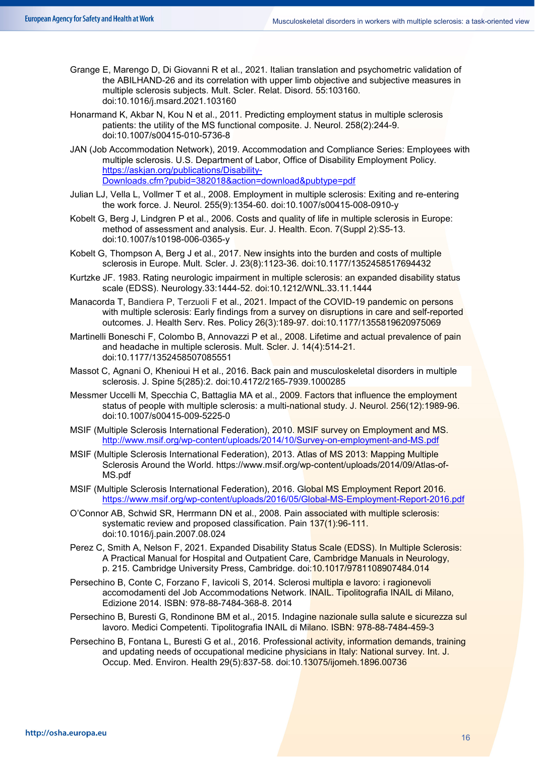Grange E, Marengo D, Di Giovanni R et al., 2021. Italian translation and psychometric validation of the ABILHAND-26 and its correlation with upper limb objective and subjective measures in multiple sclerosis subjects. Mult. Scler. Relat. Disord. 55:103160. doi:10.1016/j.msard.2021.103160

Honarmand K, Akbar N, Kou N et al., 2011. Predicting employment status in multiple sclerosis patients: the utility of the MS functional composite. J. Neurol. 258(2):244-9. doi:10.1007/s00415-010-5736-8

JAN (Job Accommodation Network), 2019. Accommodation and Compliance Series: Employees with multiple sclerosis. U.S. Department of Labor, Office of Disability Employment Policy. https://askjan.org/publications/Disability-Downloads.cfm?pubid=382018&action=download&pubtype=pdf

Julian LJ, Vella L, Vollmer T et al., 2008. Employment in multiple sclerosis: Exiting and re-entering the work force. J. Neurol. 255(9):1354-60. doi:10.1007/s00415-008-0910-y

Kobelt G, Berg J, Lindgren P et al., 2006. Costs and quality of life in multiple sclerosis in Europe: method of assessment and analysis. Eur. J. Health. Econ. 7(Suppl 2):S5-13. doi:10.1007/s10198-006-0365-y

Kobelt G, Thompson A, Berg J et al., 2017. New insights into the burden and costs of multiple sclerosis in Europe. Mult. Scler. J. 23(8):1123-36. doi:10.1177/1352458517694432

Kurtzke JF. 1983. Rating neurologic impairment in multiple sclerosis: an expanded disability status scale (EDSS). Neurology.33:1444-52. doi:10.1212/WNL.33.11.1444

Manacorda T, Bandiera P, Terzuoli F et al., 2021. Impact of the COVID-19 pandemic on persons with multiple sclerosis: Early findings from a survey on disruptions in care and self-reported outcomes. J. Health Serv. Res. Policy 26(3):189-97. doi:10.1177/1355819620975069

Martinelli Boneschi F, Colombo B, Annovazzi P et al., 2008. Lifetime and actual prevalence of pain and headache in multiple sclerosis. Mult. Scler. J. 14(4):514-21. doi:10.1177/1352458507085551

Massot C, Agnani O, Kheniouі H et al., 2016. Back pain and musculoskeletal disorders in multiple sclerosis. J. Spine 5(285):2. doi:10.4172/2165-7939.1000285

Messmer Uccelli M, Specchia C, Battaglia MA et al., 2009. Factors that influence the employment status of people with multiple sclerosis: a multi-national study. J. Neurol. 256(12):1989-96. doi:10.1007/s00415-009-5225-0

MSIF (Multiple Sclerosis International Federation), 2010. MSIF survey on Employment and MS. http://www.msif.org/wp-content/uploads/2014/10/Survey-on-employment-and-MS.pdf

MSIF (Multiple Sclerosis International Federation), 2013. Atlas of MS 2013: Mapping Multiple Sclerosis Around the World. https://www.msif.org/wp-content/uploads/2014/09/Atlas-of-MS.pdf

MSIF (Multiple Sclerosis International Federation), 2016. Global MS Employment Report 2016. https://www.msif.org/wp-content/uploads/2016/05/Global-MS-Employment-Report-2016.pdf

O'Connor AB, Schwid SR, Herrmann DN et al., 2008. Pain associated with multiple sclerosis: systematic review and proposed classification. Pain 137(1):96-111. doi:10.1016/j.pain.2007.08.024

Perez C, Smith A, Nelson F, 2021. Expanded Disability Status Scale (EDSS). In Multiple Sclerosis: A Practical Manual for Hospital and Outpatient Care, Cambridge Manuals in Neurology, p. 215. Cambridge University Press, Cambridge. doi:10.1017/9781108907484.014

Persechino B, Conte C, Forzano F, Iavicoli S, 2014. Sclerosi multipla e lavoro: i ragionevoli accomodamenti del Job Accommodations Network. INAIL. Tipolitografia INAIL di Milano, Edizione 2014. ISBN: 978-88-7484-368-8. 2014

Persechino B, Buresti G, Rondinone BM et al., 2015. Indagine nazionale sulla salute e sicurezza sul lavoro. Medici Competenti. Tipolitografia INAIL di Milano. ISBN: 978-88-7484-459-3

Persechino B, Fontana L, Buresti G et al., 2016. Professional activity, information demands, training and updating needs of occupational medicine physicians in Italy: National survey. Int. J. Occup. Med. Environ. Health 29(5):837-58. doi:10.13075/ijomeh.1896.00736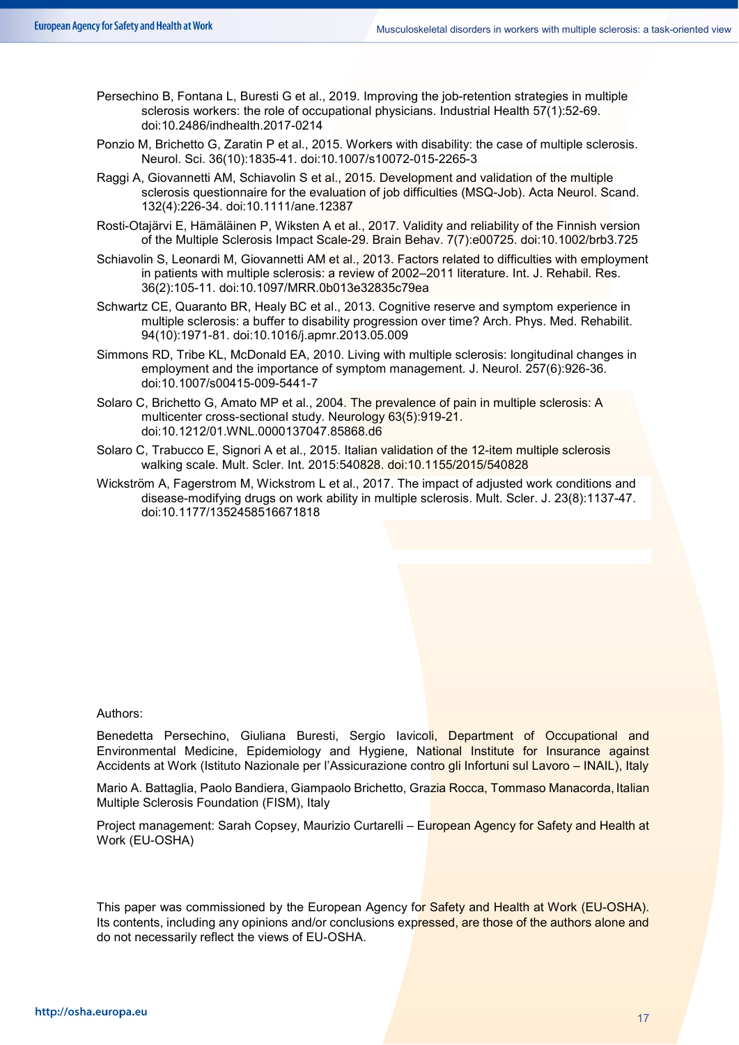Persechino B, Fontana L, Buresti G et al., 2019. Improving the job-retention strategies in multiple sclerosis workers: the role of occupational physicians. Industrial Health 57(1):52-69. doi:10.2486/indhealth.2017-0214

Ponzio M, Brichetto G, Zaratin P et al., 2015. Workers with disability: the case of multiple sclerosis. Neurol. Sci. 36(10):1835-41. doi:10.1007/s10072-015-2265-3

Raggi A, Giovannetti AM, Schiavolin S et al., 2015. Development and validation of the multiple sclerosis questionnaire for the evaluation of job difficulties (MSQ-Job). Acta Neurol. Scand. 132(4):226-34. doi:10.1111/ane.12387

Rosti-Otajärvi E, Hämäläinen P, Wiksten A et al., 2017. Validity and reliability of the Finnish version of the Multiple Sclerosis Impact Scale-29. Brain Behav. 7(7):e00725. doi:10.1002/brb3.725

Schiavolin S, Leonardi M, Giovannetti AM et al., 2013. Factors related to difficulties with employment in patients with multiple sclerosis: a review of 2002–2011 literature. Int. J. Rehabil. Res. 36(2):105-11. doi:10.1097/MRR.0b013e32835c79ea

Schwartz CE, Quaranto BR, Healy BC et al., 2013. Cognitive reserve and symptom experience in multiple sclerosis: a buffer to disability progression over time? Arch. Phys. Med. Rehabilit. 94(10):1971-81. doi:10.1016/j.apmr.2013.05.009

Simmons RD, Tribe KL, McDonald EA, 2010. Living with multiple sclerosis: longitudinal changes in employment and the importance of symptom management. J. Neurol. 257(6):926-36. doi:10.1007/s00415-009-5441-7

Solaro C, Brichetto G, Amato MP et al., 2004. The prevalence of pain in multiple sclerosis: A multicenter cross-sectional study. Neurology 63(5):919-21. doi:10.1212/01.WNL.0000137047.85868.d6

Solaro C, Trabucco E, Signori A et al., 2015. Italian validation of the 12-item multiple sclerosis walking scale. Mult. Scler. Int. 2015:540828. doi:10.1155/2015/540828

Wickström A, Fagerstrom M, Wickstrom L et al., 2017. The impact of adjusted work conditions and disease-modifying drugs on work ability in multiple sclerosis. Mult. Scler. J. 23(8):1137-47. doi:10.1177/1352458516671818

Authors:

Benedetta Persechino, Giuliana Buresti, Sergio Iavicoli, Department of Occupational and Environmental Medicine, Epidemiology and Hygiene, National Institute for Insurance against Accidents at Work (Istituto Nazionale per l'Assicurazione contro gli Infortuni sul Lavoro – INAIL), Italy

Mario A. Battaglia, Paolo Bandiera, Giampaolo Brichetto, Grazia Rocca, Tommaso Manacorda, Italian Multiple Sclerosis Foundation (FISM), Italy

Project management: Sarah Copsey, Maurizio Curtarelli – European Agency for Safety and Health at Work (EU-OSHA)

This paper was commissioned by the European Agency for Safety and Health at Work (EU-OSHA). Its contents, including any opinions and/or conclusions expressed, are those of the authors alone and do not necessarily reflect the views of EU-OSHA.